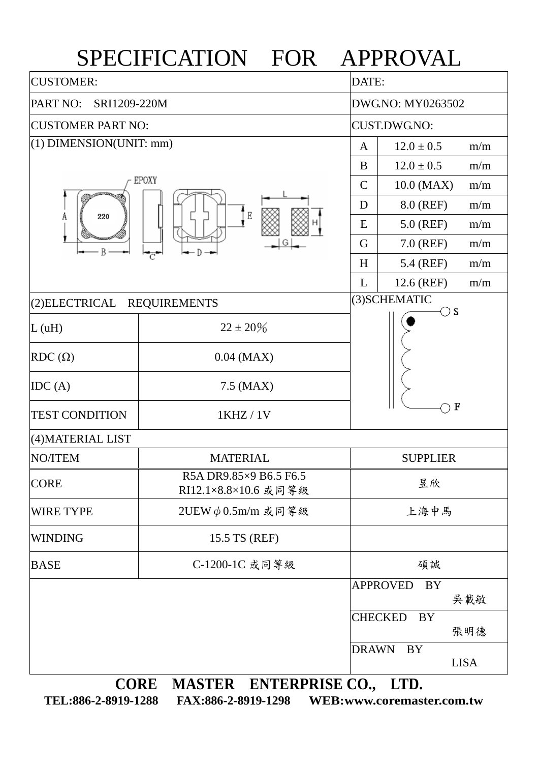# SPECIFICATION FOR APPROVAL

| CUSTOMER: | DATE: |
|---|---|
| PART NO: SRI1209-220M | DWG.NO: MY0263502 |
| CUSTOMER PART NO: | CUST.DWG.NO: |

## (1) DIMENSION(UNIT: mm)

| | | |
|---|---|---|
| A | 12.0 ± 0.5 | m/m |
| B | 12.0 ± 0.5 | m/m |
| C | 10.0 (MAX) | m/m |
| D | 8.0 (REF) | m/m |
| E | 5.0 (REF) | m/m |
| G | 7.0 (REF) | m/m |
| H | 5.4 (REF) | m/m |
| L | 12.6 (REF) | m/m |

## (2)ELECTRICAL REQUIREMENTS

| | |
|---|---|
| L (uH) | 22 ± 20% |
| RDC (Ω) | 0.04 (MAX) |
| IDC (A) | 7.5 (MAX) |
| TEST CONDITION | 1KHZ / 1V |

## (3)SCHEMATIC

S

F

## (4)MATERIAL LIST

| NO/ITEM | MATERIAL | SUPPLIER |
|---|---|---|
| CORE | R5A DR9.85×9 B6.5 F6.5<br>RI12.1×8.8×10.6 或同等級 | 昱欣 |
| WIRE TYPE | 2UEW $\phi$0.5m/m 或同等級 | 上海中馬 |
| WINDING | 15.5 TS (REF) | |
| BASE | C-1200-1C 或同等級 | 碩誠 |

| | |
|---|---|
| APPROVED BY | 吳載敏 |
| CHECKED BY | 張明德 |
| DRAWN BY | LISA |

**CORE MASTER ENTERPRISE CO., LTD.**

**TEL:886-2-8919-1288 FAX:886-2-8919-1298 WEB:www.coremaster.com.tw**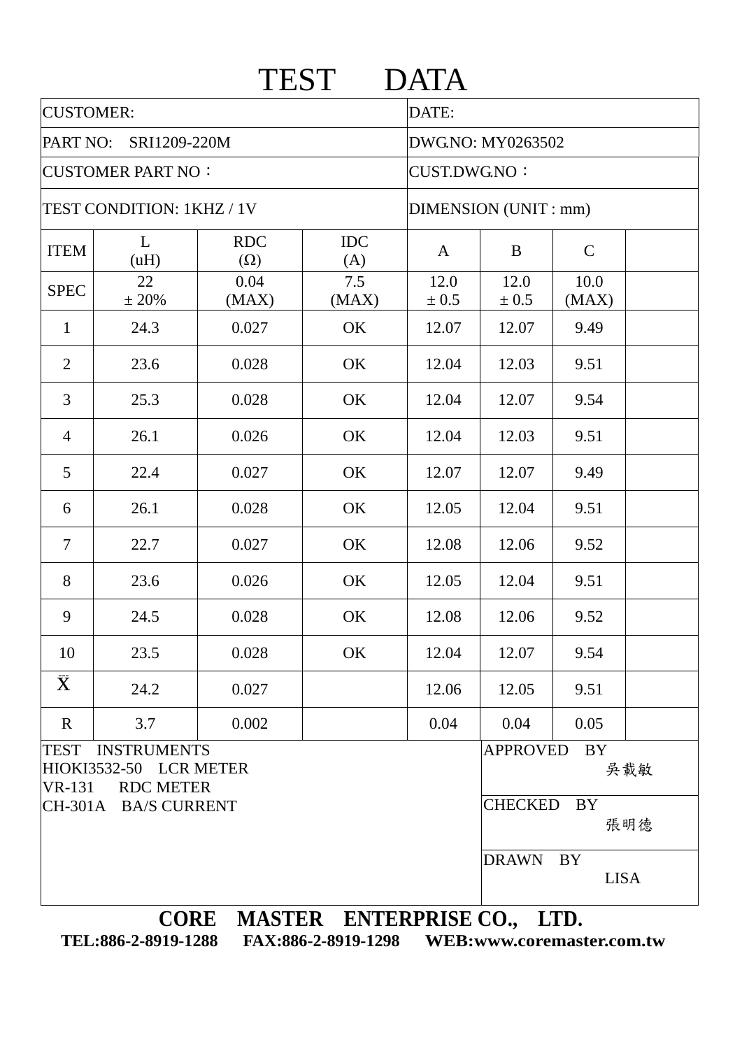# TEST DATA

| | |
|---|---|
| CUSTOMER: | DATE: |
| PART NO: SRI1209-220M | DWG.NO: MY0263502 |
| CUSTOMER PART NO： | CUST.DWG.NO： |
| TEST CONDITION: 1KHZ / 1V | DIMENSION (UNIT : mm) |

| ITEM | L (uH) | RDC (Ω) | IDC (A) | A | B | C | |
|---|---|---|---|---|---|---|---|
| SPEC | 22 ± 20% | 0.04 (MAX) | 7.5 (MAX) | 12.0 ± 0.5 | 12.0 ± 0.5 | 10.0 (MAX) | |
| 1 | 24.3 | 0.027 | OK | 12.07 | 12.07 | 9.49 | |
| 2 | 23.6 | 0.028 | OK | 12.04 | 12.03 | 9.51 | |
| 3 | 25.3 | 0.028 | OK | 12.04 | 12.07 | 9.54 | |
| 4 | 26.1 | 0.026 | OK | 12.04 | 12.03 | 9.51 | |
| 5 | 22.4 | 0.027 | OK | 12.07 | 12.07 | 9.49 | |
| 6 | 26.1 | 0.028 | OK | 12.05 | 12.04 | 9.51 | |
| 7 | 22.7 | 0.027 | OK | 12.08 | 12.06 | 9.52 | |
| 8 | 23.6 | 0.026 | OK | 12.05 | 12.04 | 9.51 | |
| 9 | 24.5 | 0.028 | OK | 12.08 | 12.06 | 9.52 | |
| 10 | 23.5 | 0.028 | OK | 12.04 | 12.07 | 9.54 | |
| $\bar{\bar{X}}$ | 24.2 | 0.027 | | 12.06 | 12.05 | 9.51 | |
| R | 3.7 | 0.002 | | 0.04 | 0.04 | 0.05 | |

| | |
|---|---|
| TEST INSTRUMENTS<br>HIOKI3532-50 LCR METER<br>VR-131 RDC METER<br>CH-301A BA/S CURRENT | APPROVED BY<br>吳載敏 |
| | CHECKED BY<br>張明德 |
| | DRAWN BY<br>LISA |

**CORE MASTER ENTERPRISE CO., LTD.**

**TEL:886-2-8919-1288 FAX:886-2-8919-1298 WEB:www.coremaster.com.tw**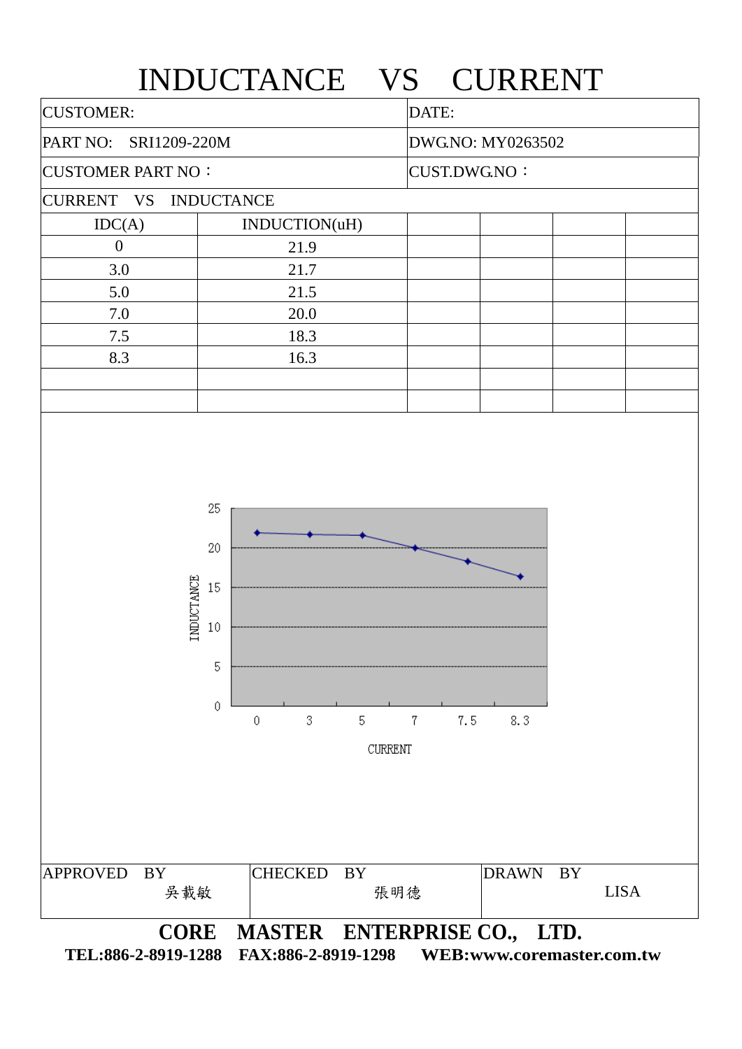# INDUCTANCE VS CURRENT

| | |
|---|---|
| CUSTOMER: | DATE: |
| PART NO: SRI1209-220M | DWG.NO: MY0263502 |
| CUSTOMER PART NO： | CUST.DWG.NO： |

CURRENT VS INDUCTANCE

| IDC(A) | INDUCTION(uH) | | | | |
|---|---|---|---|---|---|
| 0 | 21.9 | | | | |
| 3.0 | 21.7 | | | | |
| 5.0 | 21.5 | | | | |
| 7.0 | 20.0 | | | | |
| 7.5 | 18.3 | | | | |
| 8.3 | 16.3 | | | | |
| | | | | | |
| | | | | | |

INDUCTANCE

25
20
15
10
5
0

0 3 5 7 7.5 8.3

CURRENT

| APPROVED BY | CHECKED BY | DRAWN BY |
|---|---|---|
| 吳載敏 | 張明德 | LISA |

**CORE MASTER ENTERPRISE CO., LTD.**

**TEL:886-2-8919-1288 FAX:886-2-8919-1298 WEB:www.coremaster.com.tw**